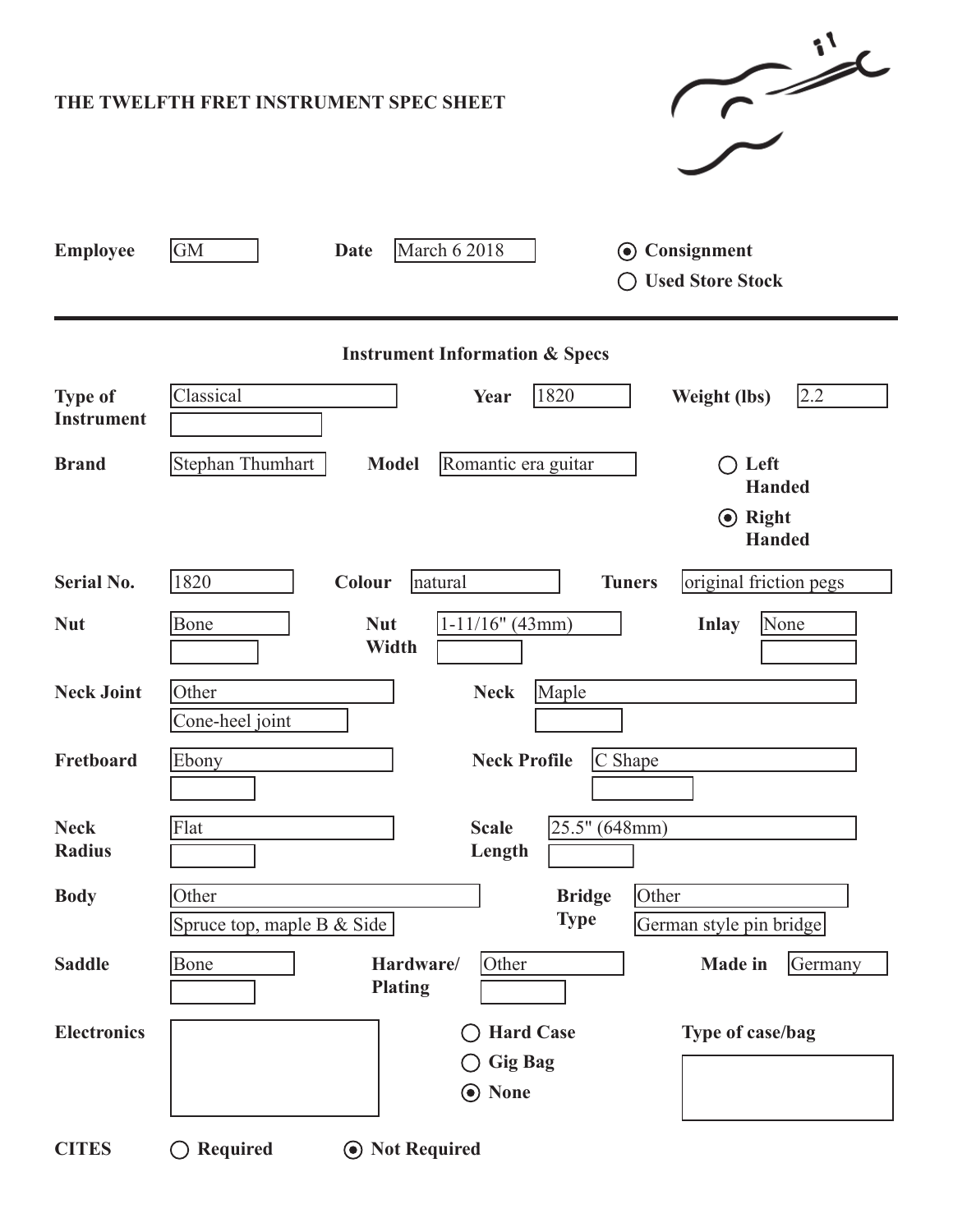# THE TWELFTH FRET INSTRUMENT SPEC SHEET

**Employee** GM **Date** March 6 2018

- (●) **Consignment**
- ( ) **Used Store Stock**

---

## Instrument Information & Specs

**Type of Instrument:** Classical

**Year:** 1820

**Weight (lbs):** 2.2

**Brand:** Stephan Thumhart

**Model:** Romantic era guitar

- ( ) **Left Handed**
- (●) **Right Handed**

**Serial No.:** 1820

**Colour:** natural

**Tuners:** original friction pegs

**Nut:** Bone

**Nut Width:** 1-11/16" (43mm)

**Inlay:** None

**Neck Joint:** Other — Cone-heel joint

**Neck:** Maple

**Fretboard:** Ebony

**Neck Profile:** C Shape

**Neck Radius:** Flat

**Scale Length:** 25.5" (648mm)

**Body:** Other — Spruce top, maple B & Side

**Bridge Type:** Other — German style pin bridge

**Saddle:** Bone

**Hardware/ Plating:** Other

**Made in:** Germany

**Electronics:**

- ( ) **Hard Case**
- ( ) **Gig Bag**
- (●) **None**

**Type of case/bag:**

**CITES** ( ) **Required** (●) **Not Required**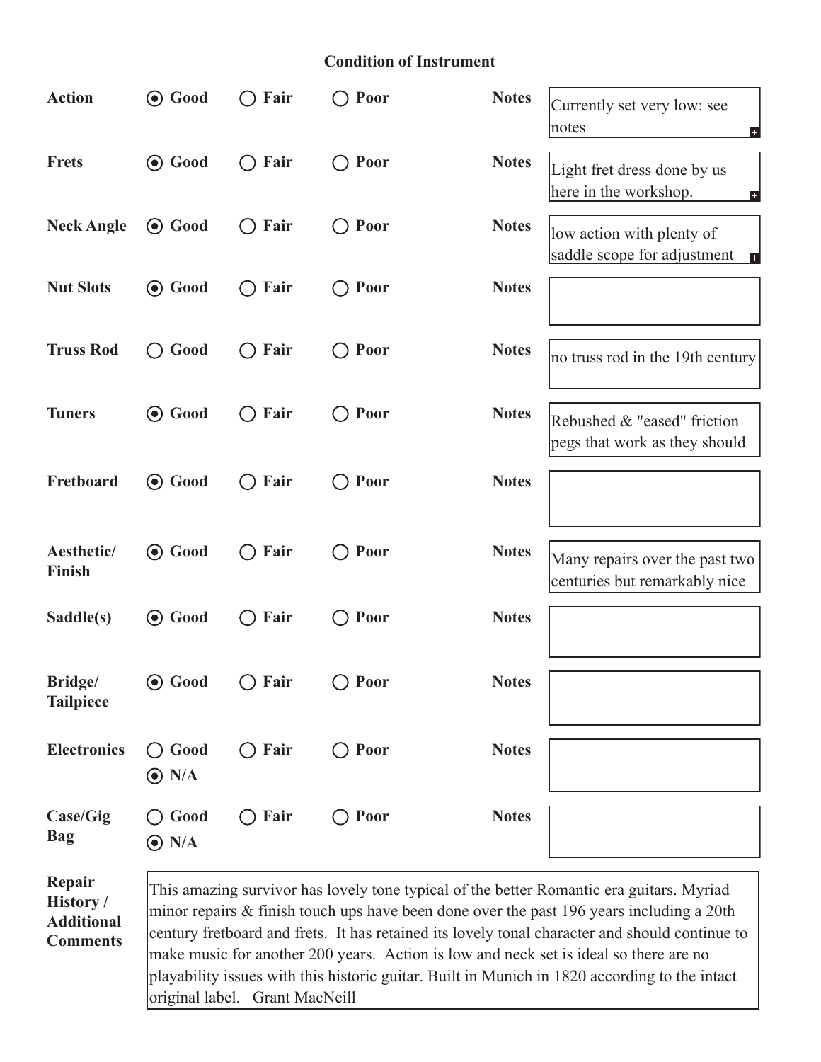## Condition of Instrument

| | Good | Fair | Poor | N/A | Notes |
|---|---|---|---|---|---|
| **Action** | ◉ | ○ | ○ | | Currently set very low: see notes |
| **Frets** | ◉ | ○ | ○ | | Light fret dress done by us here in the workshop. |
| **Neck Angle** | ◉ | ○ | ○ | | low action with plenty of saddle scope for adjustment |
| **Nut Slots** | ◉ | ○ | ○ | | |
| **Truss Rod** | ○ | ○ | ○ | | no truss rod in the 19th century |
| **Tuners** | ◉ | ○ | ○ | | Rebushed & "eased" friction pegs that work as they should |
| **Fretboard** | ◉ | ○ | ○ | | |
| **Aesthetic/ Finish** | ◉ | ○ | ○ | | Many repairs over the past two centuries but remarkably nice |
| **Saddle(s)** | ◉ | ○ | ○ | | |
| **Bridge/ Tailpiece** | ◉ | ○ | ○ | | |
| **Electronics** | ○ | ○ | ○ | ◉ | |
| **Case/Gig Bag** | ○ | ○ | ○ | ◉ | |

**Repair History / Additional Comments**

This amazing survivor has lovely tone typical of the better Romantic era guitars. Myriad minor repairs & finish touch ups have been done over the past 196 years including a 20th century fretboard and frets. It has retained its lovely tonal character and should continue to make music for another 200 years. Action is low and neck set is ideal so there are no playability issues with this historic guitar. Built in Munich in 1820 according to the intact original label. Grant MacNeill